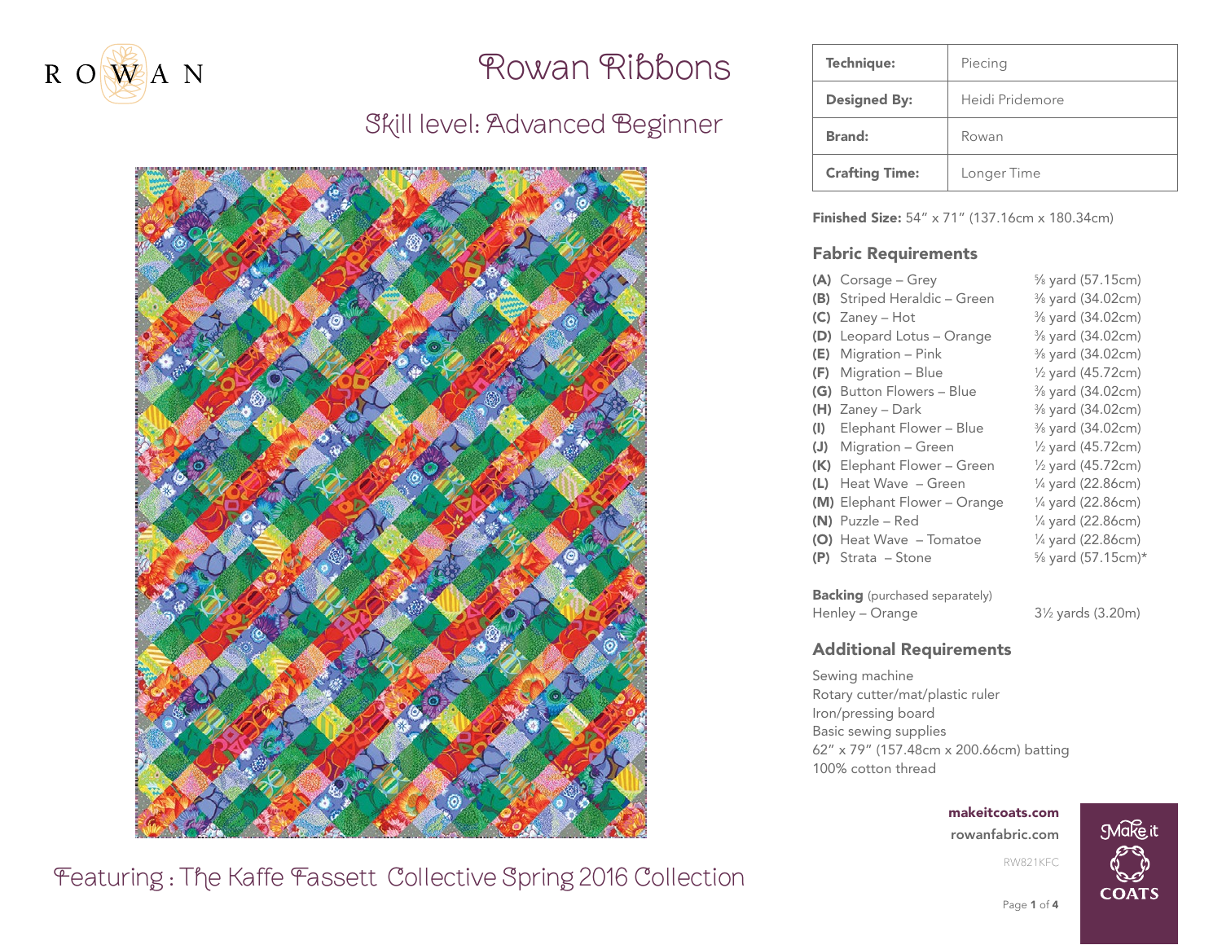# Rowan Ribbons

## Skill level: Advanced Beginner

| Technique: | Piecing |
|---|---|
| Designed By: | Heidi Pridemore |
| Brand: | Rowan |
| Crafting Time: | Longer Time |

**Finished Size:** 54" x 71" (137.16cm x 180.34cm)

## Fabric Requirements

| | | |
|---|---|---|
| **(A)** | Corsage – Grey | ⅝ yard (57.15cm) |
| **(B)** | Striped Heraldic – Green | ⅜ yard (34.02cm) |
| **(C)** | Zaney – Hot | ⅜ yard (34.02cm) |
| **(D)** | Leopard Lotus – Orange | ⅜ yard (34.02cm) |
| **(E)** | Migration – Pink | ⅜ yard (34.02cm) |
| **(F)** | Migration – Blue | ½ yard (45.72cm) |
| **(G)** | Button Flowers – Blue | ⅜ yard (34.02cm) |
| **(H)** | Zaney – Dark | ⅜ yard (34.02cm) |
| **(I)** | Elephant Flower – Blue | ⅜ yard (34.02cm) |
| **(J)** | Migration – Green | ½ yard (45.72cm) |
| **(K)** | Elephant Flower – Green | ½ yard (45.72cm) |
| **(L)** | Heat Wave – Green | ¼ yard (22.86cm) |
| **(M)** | Elephant Flower – Orange | ¼ yard (22.86cm) |
| **(N)** | Puzzle – Red | ¼ yard (22.86cm) |
| **(O)** | Heat Wave – Tomatoe | ¼ yard (22.86cm) |
| **(P)** | Strata – Stone | ⅝ yard (57.15cm)* |

**Backing** (purchased separately)
Henley – Orange 3½ yards (3.20m)

## Additional Requirements

Sewing machine
Rotary cutter/mat/plastic ruler
Iron/pressing board
Basic sewing supplies
62" x 79" (157.48cm x 200.66cm) batting
100% cotton thread

Featuring : The Kaffe Fassett Collective Spring 2016 Collection

makeitcoats.com
rowanfabric.com

RW821KFC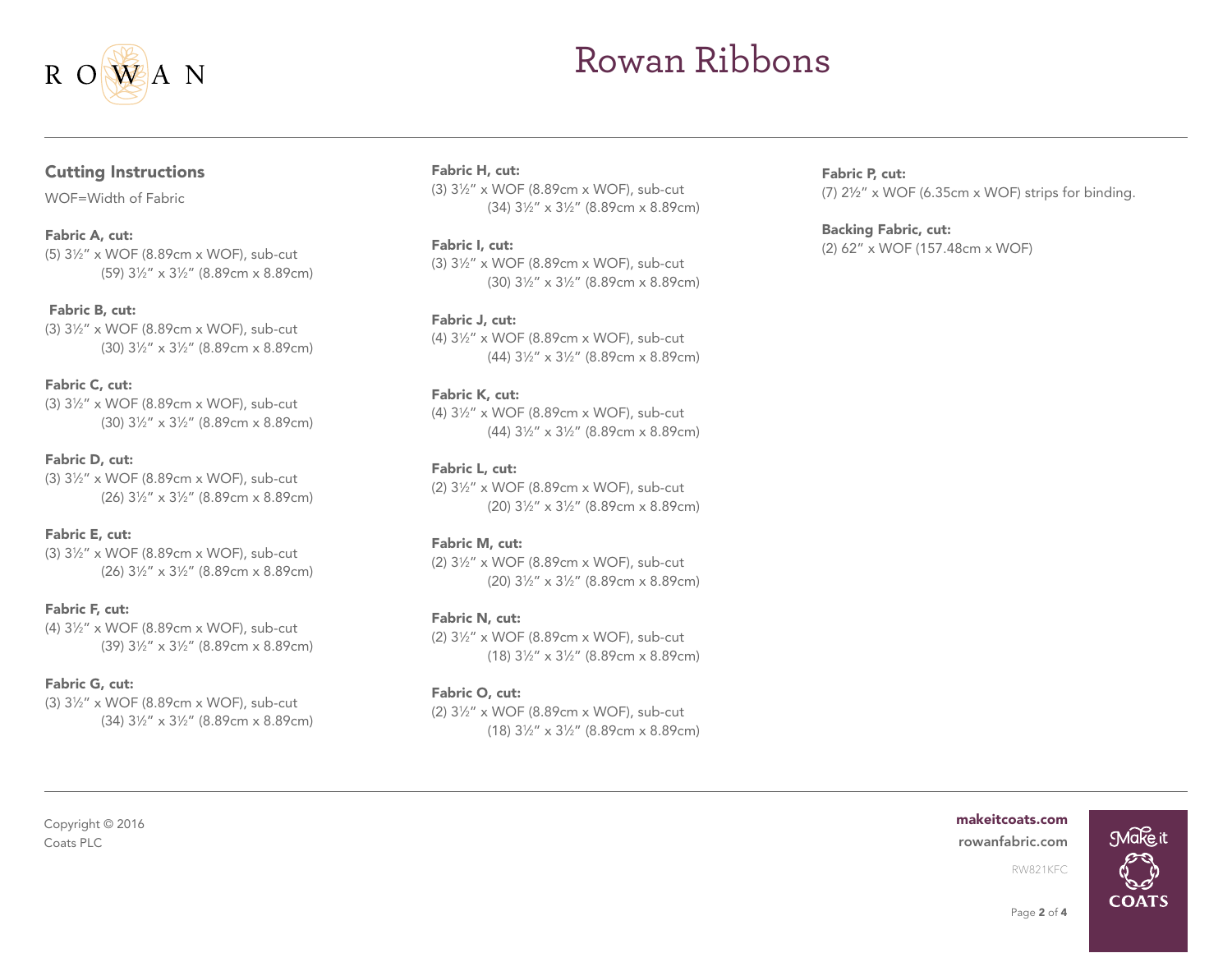## Cutting Instructions

WOF=Width of Fabric

**Fabric A, cut:**
(5) 3½" x WOF (8.89cm x WOF), sub-cut
(59) 3½" x 3½" (8.89cm x 8.89cm)

**Fabric B, cut:**
(3) 3½" x WOF (8.89cm x WOF), sub-cut
(30) 3½" x 3½" (8.89cm x 8.89cm)

**Fabric C, cut:**
(3) 3½" x WOF (8.89cm x WOF), sub-cut
(30) 3½" x 3½" (8.89cm x 8.89cm)

**Fabric D, cut:**
(3) 3½" x WOF (8.89cm x WOF), sub-cut
(26) 3½" x 3½" (8.89cm x 8.89cm)

**Fabric E, cut:**
(3) 3½" x WOF (8.89cm x WOF), sub-cut
(26) 3½" x 3½" (8.89cm x 8.89cm)

**Fabric F, cut:**
(4) 3½" x WOF (8.89cm x WOF), sub-cut
(39) 3½" x 3½" (8.89cm x 8.89cm)

**Fabric G, cut:**
(3) 3½" x WOF (8.89cm x WOF), sub-cut
(34) 3½" x 3½" (8.89cm x 8.89cm)

**Fabric H, cut:**
(3) 3½" x WOF (8.89cm x WOF), sub-cut
(34) 3½" x 3½" (8.89cm x 8.89cm)

**Fabric I, cut:**
(3) 3½" x WOF (8.89cm x WOF), sub-cut
(30) 3½" x 3½" (8.89cm x 8.89cm)

**Fabric J, cut:**
(4) 3½" x WOF (8.89cm x WOF), sub-cut
(44) 3½" x 3½" (8.89cm x 8.89cm)

**Fabric K, cut:**
(4) 3½" x WOF (8.89cm x WOF), sub-cut
(44) 3½" x 3½" (8.89cm x 8.89cm)

**Fabric L, cut:**
(2) 3½" x WOF (8.89cm x WOF), sub-cut
(20) 3½" x 3½" (8.89cm x 8.89cm)

**Fabric M, cut:**
(2) 3½" x WOF (8.89cm x WOF), sub-cut
(20) 3½" x 3½" (8.89cm x 8.89cm)

**Fabric N, cut:**
(2) 3½" x WOF (8.89cm x WOF), sub-cut
(18) 3½" x 3½" (8.89cm x 8.89cm)

**Fabric O, cut:**
(2) 3½" x WOF (8.89cm x WOF), sub-cut
(18) 3½" x 3½" (8.89cm x 8.89cm)

**Fabric P, cut:**
(7) 2½" x WOF (6.35cm x WOF) strips for binding.

**Backing Fabric, cut:**
(2) 62" x WOF (157.48cm x WOF)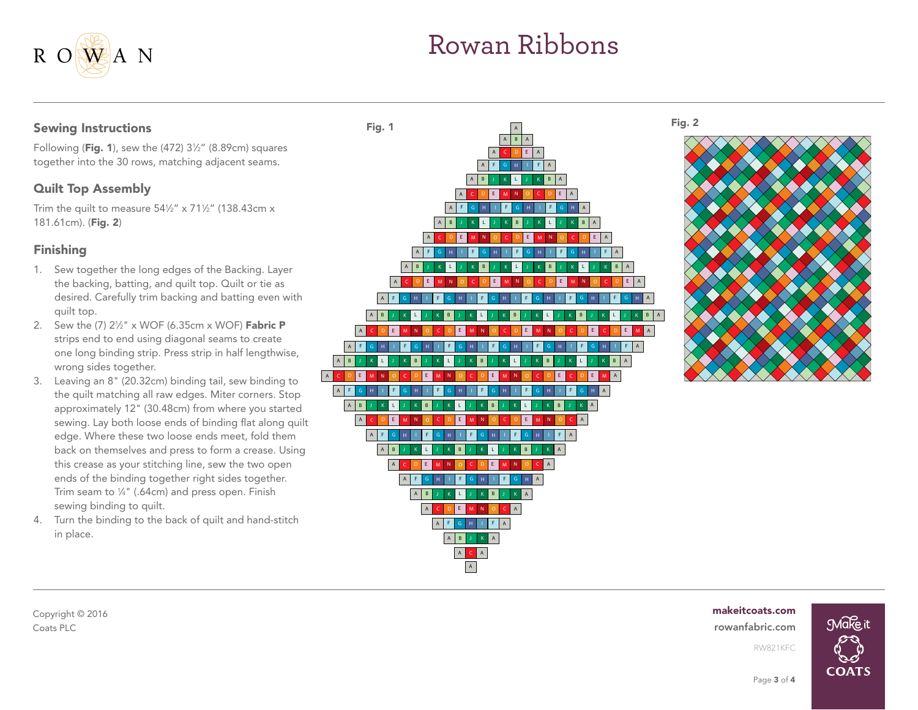## Sewing Instructions

Following (**Fig. 1**), sew the (472) 3½" (8.89cm) squares together into the 30 rows, matching adjacent seams.

## Quilt Top Assembly

Trim the quilt to measure 54½" x 71½" (138.43cm x 181.61cm). (**Fig. 2**)

## Finishing

1. Sew together the long edges of the Backing. Layer the backing, batting, and quilt top. Quilt or tie as desired. Carefully trim backing and batting even with quilt top.
2. Sew the (7) 2½" x WOF (6.35cm x WOF) **Fabric P** strips end to end using diagonal seams to create one long binding strip. Press strip in half lengthwise, wrong sides together.
3. Leaving an 8" (20.32cm) binding tail, sew binding to the quilt matching all raw edges. Miter corners. Stop approximately 12" (30.48cm) from where you started sewing. Lay both loose ends of binding flat along quilt edge. Where these two loose ends meet, fold them back on themselves and press to form a crease. Using this crease as your stitching line, sew the two open ends of the binding together right sides together. Trim seam to ¼" (.64cm) and press open. Finish sewing binding to quilt.
4. Turn the binding to the back of quilt and hand-stitch in place.

**Fig. 1**

**Fig. 2**

Copyright © 2016
Coats PLC

**makeitcoats.com**
rowanfabric.com
RW821KFC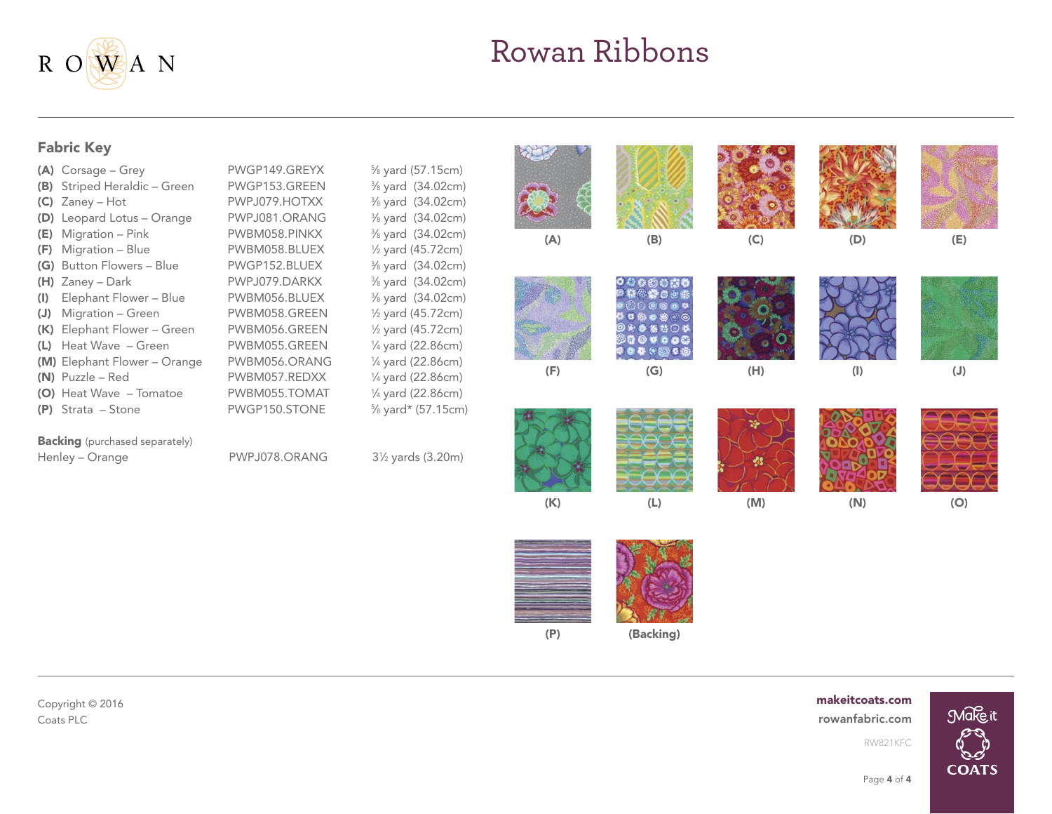# Rowan Ribbons

## Fabric Key

| | | | |
|---|---|---|---|
| **(A)** | Corsage – Grey | PWGP149.GREYX | ⅝ yard (57.15cm) |
| **(B)** | Striped Heraldic – Green | PWGP153.GREEN | ⅜ yard (34.02cm) |
| **(C)** | Zaney – Hot | PWPJ079.HOTXX | ⅜ yard (34.02cm) |
| **(D)** | Leopard Lotus – Orange | PWPJ081.ORANG | ⅜ yard (34.02cm) |
| **(E)** | Migration – Pink | PWBM058.PINKX | ⅜ yard (34.02cm) |
| **(F)** | Migration – Blue | PWBM058.BLUEX | ½ yard (45.72cm) |
| **(G)** | Button Flowers – Blue | PWGP152.BLUEX | ⅜ yard (34.02cm) |
| **(H)** | Zaney – Dark | PWPJ079.DARKX | ⅜ yard (34.02cm) |
| **(I)** | Elephant Flower – Blue | PWBM056.BLUEX | ⅜ yard (34.02cm) |
| **(J)** | Migration – Green | PWBM058.GREEN | ½ yard (45.72cm) |
| **(K)** | Elephant Flower – Green | PWBM056.GREEN | ½ yard (45.72cm) |
| **(L)** | Heat Wave – Green | PWBM055.GREEN | ¼ yard (22.86cm) |
| **(M)** | Elephant Flower – Orange | PWBM056.ORANG | ¼ yard (22.86cm) |
| **(N)** | Puzzle – Red | PWBM057.REDXX | ¼ yard (22.86cm) |
| **(O)** | Heat Wave – Tomatoe | PWBM055.TOMAT | ¼ yard (22.86cm) |
| **(P)** | Strata – Stone | PWGP150.STONE | ⅝ yard* (57.15cm) |

**Backing** (purchased separately)

| | | |
|---|---|---|
| Henley – Orange | PWPJ078.ORANG | 3½ yards (3.20m) |

(A) (B) (C) (D) (E)

(F) (G) (H) (I) (J)

(K) (L) (M) (N) (O)

(P) (Backing)

Copyright © 2016
Coats PLC

**makeitcoats.com**
rowanfabric.com
RW821KFC